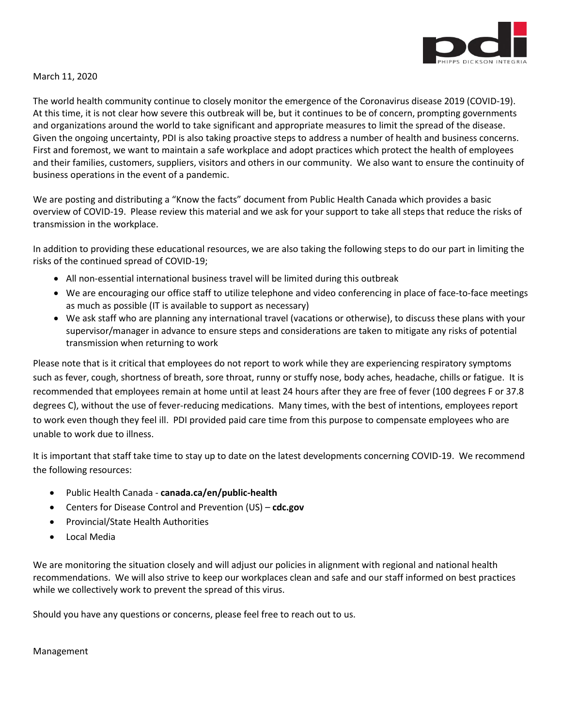March 11, 2020

The world health community continue to closely monitor the emergence of the Coronavirus disease 2019 (COVID-19). At this time, it is not clear how severe this outbreak will be, but it continues to be of concern, prompting governments and organizations around the world to take significant and appropriate measures to limit the spread of the disease. Given the ongoing uncertainty, PDI is also taking proactive steps to address a number of health and business concerns. First and foremost, we want to maintain a safe workplace and adopt practices which protect the health of employees and their families, customers, suppliers, visitors and others in our community. We also want to ensure the continuity of business operations in the event of a pandemic.

We are posting and distributing a "Know the facts" document from Public Health Canada which provides a basic overview of COVID-19. Please review this material and we ask for your support to take all steps that reduce the risks of transmission in the workplace.

In addition to providing these educational resources, we are also taking the following steps to do our part in limiting the risks of the continued spread of COVID-19;

- All non-essential international business travel will be limited during this outbreak
- We are encouraging our office staff to utilize telephone and video conferencing in place of face-to-face meetings as much as possible (IT is available to support as necessary)
- We ask staff who are planning any international travel (vacations or otherwise), to discuss these plans with your supervisor/manager in advance to ensure steps and considerations are taken to mitigate any risks of potential transmission when returning to work

Please note that is it critical that employees do not report to work while they are experiencing respiratory symptoms such as fever, cough, shortness of breath, sore throat, runny or stuffy nose, body aches, headache, chills or fatigue. It is recommended that employees remain at home until at least 24 hours after they are free of fever (100 degrees F or 37.8 degrees C), without the use of fever-reducing medications. Many times, with the best of intentions, employees report to work even though they feel ill. PDI provided paid care time from this purpose to compensate employees who are unable to work due to illness.

It is important that staff take time to stay up to date on the latest developments concerning COVID-19. We recommend the following resources:

- Public Health Canada - **canada.ca/en/public-health**
- Centers for Disease Control and Prevention (US) – **cdc.gov**
- Provincial/State Health Authorities
- Local Media

We are monitoring the situation closely and will adjust our policies in alignment with regional and national health recommendations. We will also strive to keep our workplaces clean and safe and our staff informed on best practices while we collectively work to prevent the spread of this virus.

Should you have any questions or concerns, please feel free to reach out to us.

Management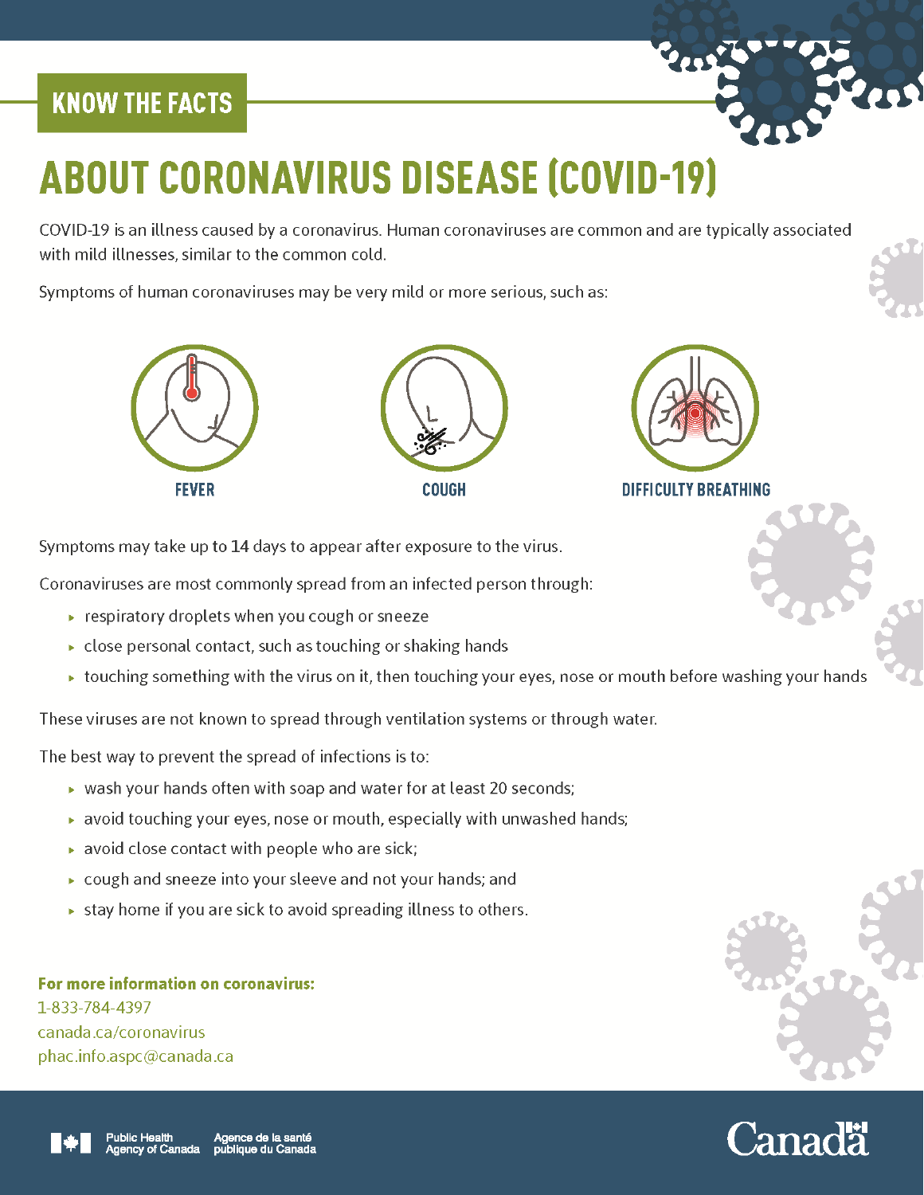KNOW THE FACTS

# ABOUT CORONAVIRUS DISEASE (COVID-19)

COVID-19 is an illness caused by a coronavirus. Human coronaviruses are common and are typically associated with mild illnesses, similar to the common cold.

Symptoms of human coronaviruses may be very mild or more serious, such as:

FEVER

COUGH

DIFFICULTY BREATHING

Symptoms may take up to **14** days to appear after exposure to the virus.

Coronaviruses are most commonly spread from an infected person through:

- respiratory droplets when you cough or sneeze
- close personal contact, such as touching or shaking hands
- touching something with the virus on it, then touching your eyes, nose or mouth before washing your hands

These viruses are not known to spread through ventilation systems or through water.

The best way to prevent the spread of infections is to:

- wash your hands often with soap and water for at least 20 seconds;
- avoid touching your eyes, nose or mouth, especially with unwashed hands;
- avoid close contact with people who are sick;
- cough and sneeze into your sleeve and not your hands; and
- stay home if you are sick to avoid spreading illness to others.

**For more information on coronavirus:**
1-833-784-4397
canada.ca/coronavirus
phac.info.aspc@canada.ca

Public Health Agency of Canada | Agence de la santé publique du Canada

Canada